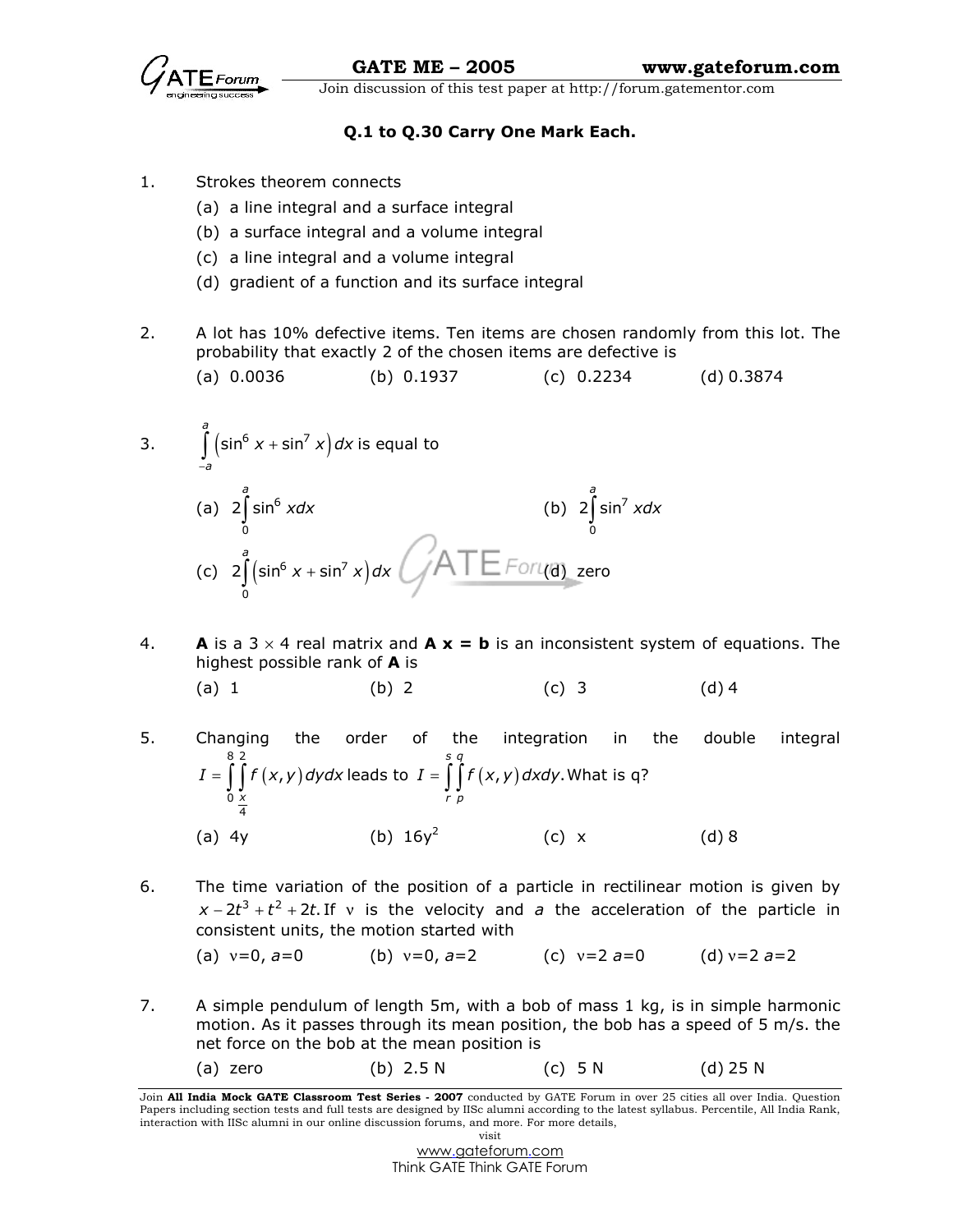**Q.1 to Q.30 Carry One Mark Each.**

1. Strokes theorem connects

   (a) a line integral and a surface integral

   (b) a surface integral and a volume integral

   (c) a line integral and a volume integral

   (d) gradient of a function and its surface integral

2. A lot has 10% defective items. Ten items are chosen randomly from this lot. The probability that exactly 2 of the chosen items are defective is

   (a) 0.0036 (b) 0.1937 (c) 0.2234 (d) 0.3874

3. $\int_{-a}^{a} \left(\sin^6 x + \sin^7 x\right) dx$ is equal to

   (a) $2\int_{0}^{a} \sin^6 x dx$ (b) $2\int_{0}^{a} \sin^7 x dx$

   (c) $2\int_{0}^{a} \left(\sin^6 x + \sin^7 x\right) dx$ (d) zero

4. **A** is a $3 \times 4$ real matrix and **A x = b** is an inconsistent system of equations. The highest possible rank of **A** is

   (a) 1 (b) 2 (c) 3 (d) 4

5. Changing the order of the integration in the double integral $I = \int_{0}^{8}\int_{\frac{x}{4}}^{2} f(x,y)\,dydx$ leads to $I = \int_{r}^{s}\int_{p}^{q} f(x,y)\,dxdy$. What is q?

   (a) 4y (b) $16y^2$ (c) x (d) 8

6. The time variation of the position of a particle in rectilinear motion is given by $x - 2t^3 + t^2 + 2t$. If v is the velocity and $a$ the acceleration of the particle in consistent units, the motion started with

   (a) v=0, $a$=0 (b) v=0, $a$=2 (c) v=2 $a$=0 (d) v=2 $a$=2

7. A simple pendulum of length 5m, with a bob of mass 1 kg, is in simple harmonic motion. As it passes through its mean position, the bob has a speed of 5 m/s. the net force on the bob at the mean position is

   (a) zero (b) 2.5 N (c) 5 N (d) 25 N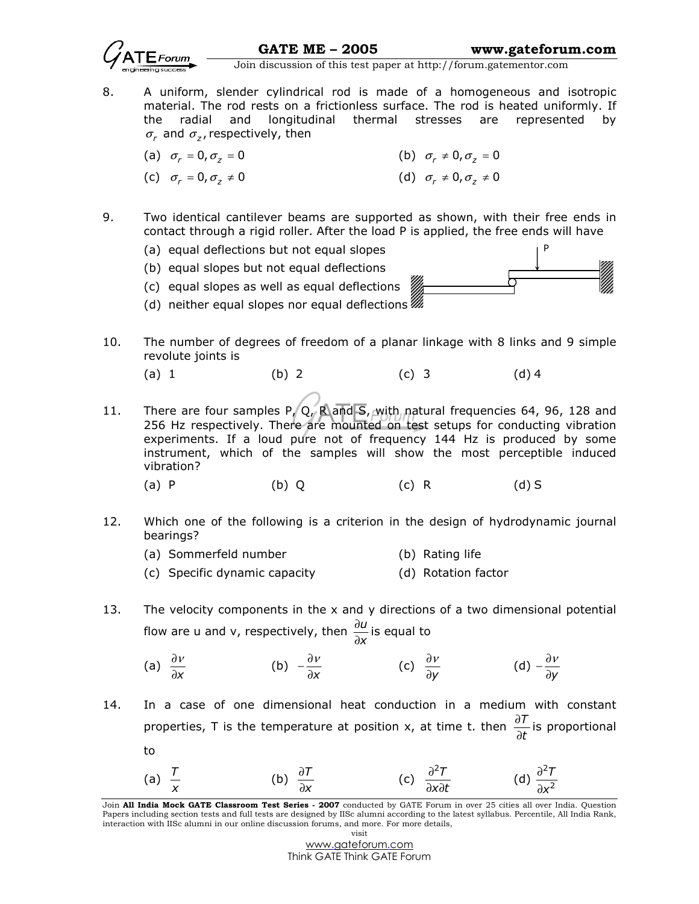8. A uniform, slender cylindrical rod is made of a homogeneous and isotropic material. The rod rests on a frictionless surface. The rod is heated uniformly. If the radial and longitudinal thermal stresses are represented by $\sigma_r$ and $\sigma_z$, respectively, then

   (a) $\sigma_r = 0, \sigma_z = 0$
   (b) $\sigma_r \neq 0, \sigma_z = 0$
   (c) $\sigma_r = 0, \sigma_z \neq 0$
   (d) $\sigma_r \neq 0, \sigma_z \neq 0$

9. Two identical cantilever beams are supported as shown, with their free ends in contact through a rigid roller. After the load P is applied, the free ends will have

   (a) equal deflections but not equal slopes
   (b) equal slopes but not equal deflections
   (c) equal slopes as well as equal deflections
   (d) neither equal slopes nor equal deflections

10. The number of degrees of freedom of a planar linkage with 8 links and 9 simple revolute joints is

    (a) 1 (b) 2 (c) 3 (d) 4

11. There are four samples P, Q, R and S, with natural frequencies 64, 96, 128 and 256 Hz respectively. There are mounted on test setups for conducting vibration experiments. If a loud pure not of frequency 144 Hz is produced by some instrument, which of the samples will show the most perceptible induced vibration?

    (a) P (b) Q (c) R (d) S

12. Which one of the following is a criterion in the design of hydrodynamic journal bearings?

    (a) Sommerfeld number
    (b) Rating life
    (c) Specific dynamic capacity
    (d) Rotation factor

13. The velocity components in the x and y directions of a two dimensional potential flow are u and v, respectively, then $\frac{\partial u}{\partial x}$ is equal to

    (a) $\frac{\partial v}{\partial x}$ (b) $-\frac{\partial v}{\partial x}$ (c) $\frac{\partial v}{\partial y}$ (d) $-\frac{\partial v}{\partial y}$

14. In a case of one dimensional heat conduction in a medium with constant properties, T is the temperature at position x, at time t. then $\frac{\partial T}{\partial t}$ is proportional to

    (a) $\frac{T}{x}$ (b) $\frac{\partial T}{\partial x}$ (c) $\frac{\partial^2 T}{\partial x \partial t}$ (d) $\frac{\partial^2 T}{\partial x^2}$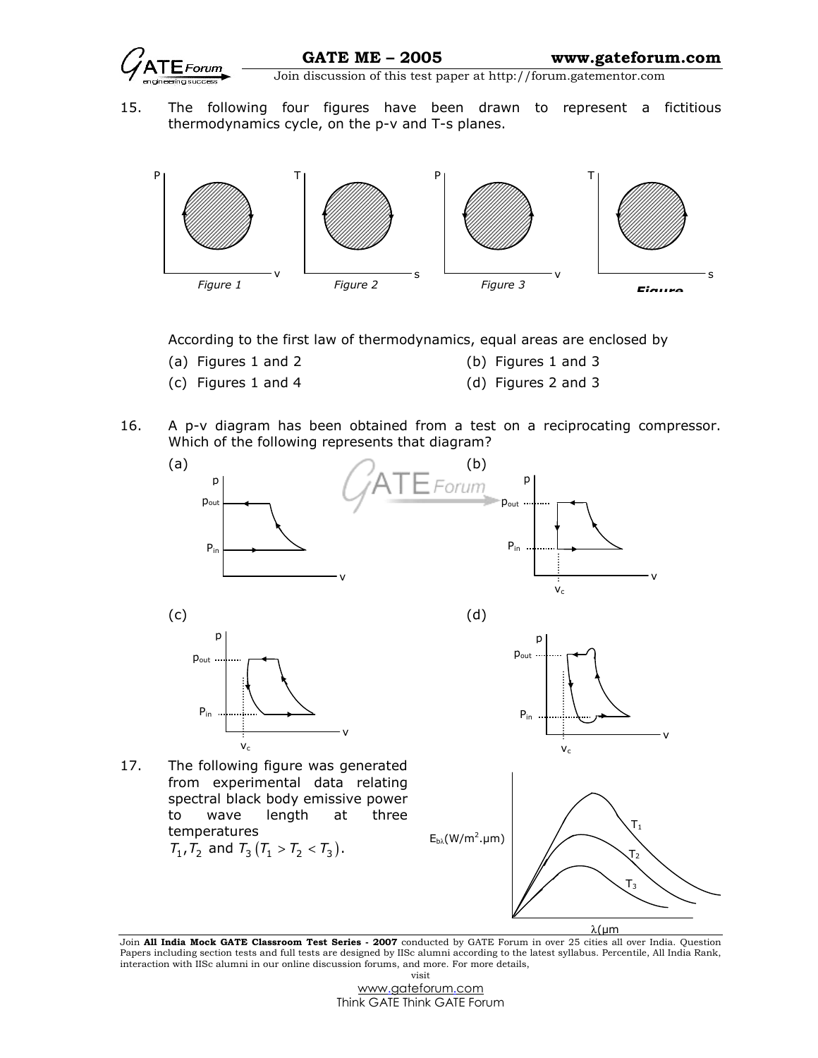15. The following four figures have been drawn to represent a fictitious thermodynamics cycle, on the p-v and T-s planes.

Figure 1 Figure 2 Figure 3 Figure

According to the first law of thermodynamics, equal areas are enclosed by

(a) Figures 1 and 2
(b) Figures 1 and 3
(c) Figures 1 and 4
(d) Figures 2 and 3

16. A p-v diagram has been obtained from a test on a reciprocating compressor. Which of the following represents that diagram?

(a)

(b)

(c)

(d)

17. The following figure was generated from experimental data relating spectral black body emissive power to wave length at three temperatures $T_1, T_2$ and $T_3 \left(T_1 > T_2 < T_3\right)$.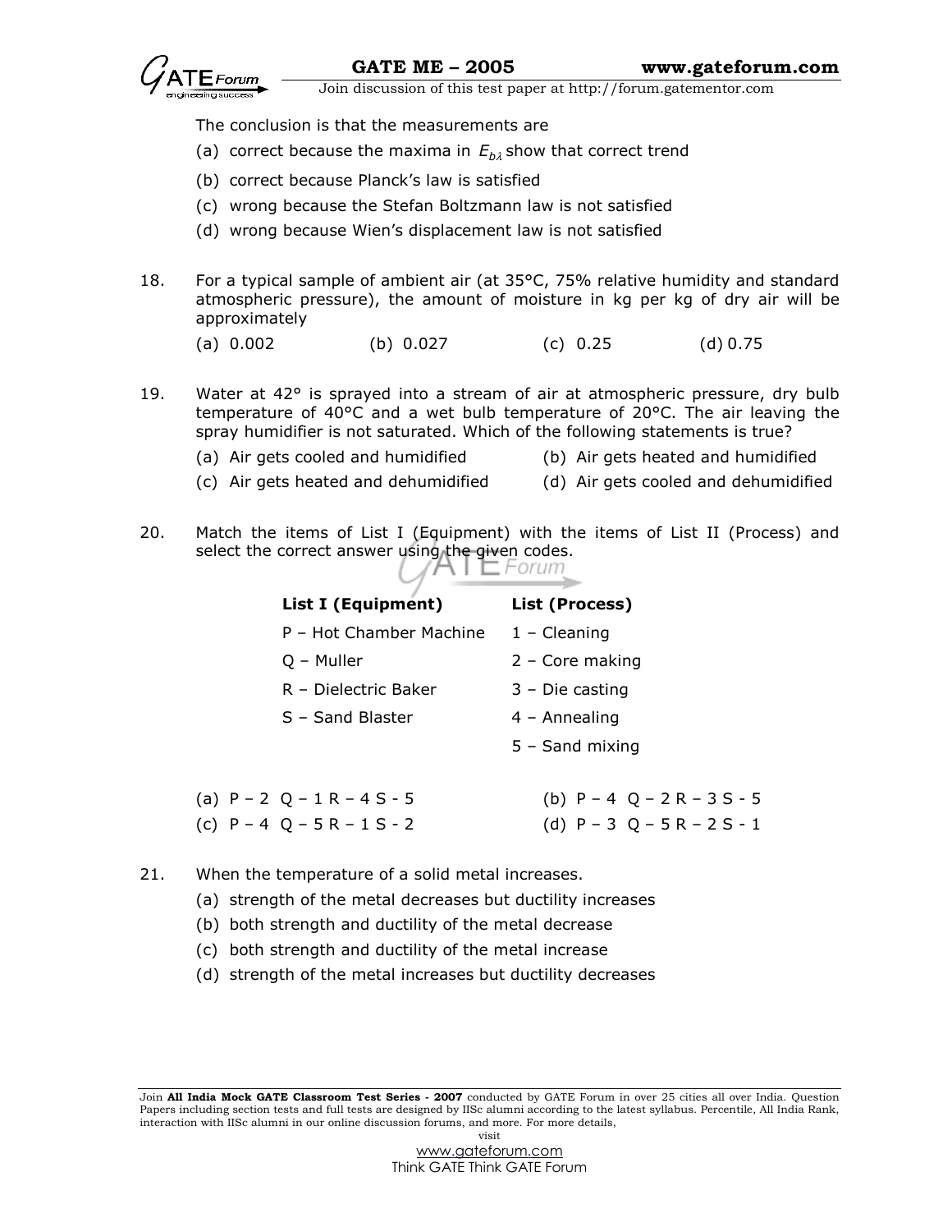The conclusion is that the measurements are

(a) correct because the maxima in $E_{b\lambda}$ show that correct trend

(b) correct because Planck's law is satisfied

(c) wrong because the Stefan Boltzmann law is not satisfied

(d) wrong because Wien's displacement law is not satisfied

18. For a typical sample of ambient air (at 35°C, 75% relative humidity and standard atmospheric pressure), the amount of moisture in kg per kg of dry air will be approximately

(a) 0.002 (b) 0.027 (c) 0.25 (d) 0.75

19. Water at 42° is sprayed into a stream of air at atmospheric pressure, dry bulb temperature of 40°C and a wet bulb temperature of 20°C. The air leaving the spray humidifier is not saturated. Which of the following statements is true?

(a) Air gets cooled and humidified (b) Air gets heated and humidified

(c) Air gets heated and dehumidified (d) Air gets cooled and dehumidified

20. Match the items of List I (Equipment) with the items of List II (Process) and select the correct answer using the given codes.

| List I (Equipment) | List (Process) |
|---|---|
| P – Hot Chamber Machine | 1 – Cleaning |
| Q – Muller | 2 – Core making |
| R – Dielectric Baker | 3 – Die casting |
| S – Sand Blaster | 4 – Annealing |
| | 5 – Sand mixing |

(a) P – 2 Q – 1 R – 4 S - 5 (b) P – 4 Q – 2 R – 3 S - 5

(c) P – 4 Q – 5 R – 1 S - 2 (d) P – 3 Q – 5 R – 2 S - 1

21. When the temperature of a solid metal increases.

(a) strength of the metal decreases but ductility increases

(b) both strength and ductility of the metal decrease

(c) both strength and ductility of the metal increase

(d) strength of the metal increases but ductility decreases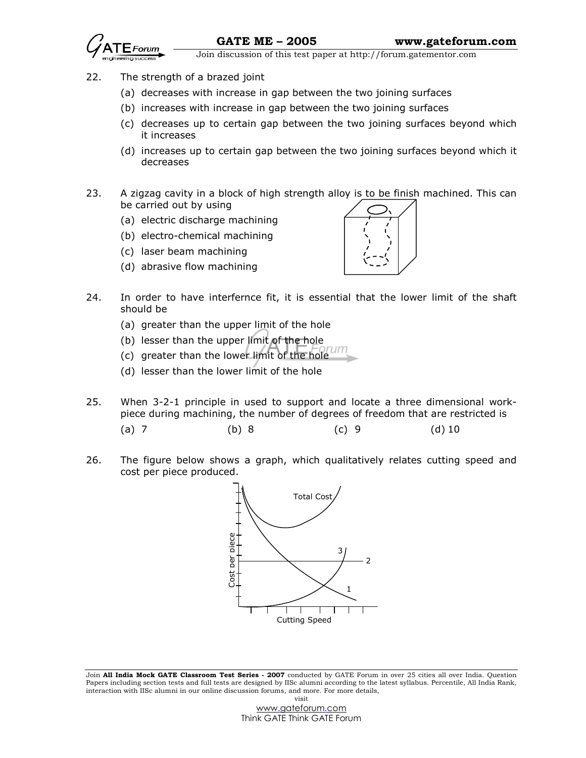22. The strength of a brazed joint

    (a) decreases with increase in gap between the two joining surfaces

    (b) increases with increase in gap between the two joining surfaces

    (c) decreases up to certain gap between the two joining surfaces beyond which it increases

    (d) increases up to certain gap between the two joining surfaces beyond which it decreases

23. A zigzag cavity in a block of high strength alloy is to be finish machined. This can be carried out by using

    (a) electric discharge machining

    (b) electro-chemical machining

    (c) laser beam machining

    (d) abrasive flow machining

24. In order to have interfernce fit, it is essential that the lower limit of the shaft should be

    (a) greater than the upper limit of the hole

    (b) lesser than the upper limit of the hole

    (c) greater than the lower limit of the hole

    (d) lesser than the lower limit of the hole

25. When 3-2-1 principle in used to support and locate a three dimensional work-piece during machining, the number of degrees of freedom that are restricted is

    (a) 7 (b) 8 (c) 9 (d) 10

26. The figure below shows a graph, which qualitatively relates cutting speed and cost per piece produced.

    Total Cost

    Cost per piece

    Cutting Speed

    1, 2, 3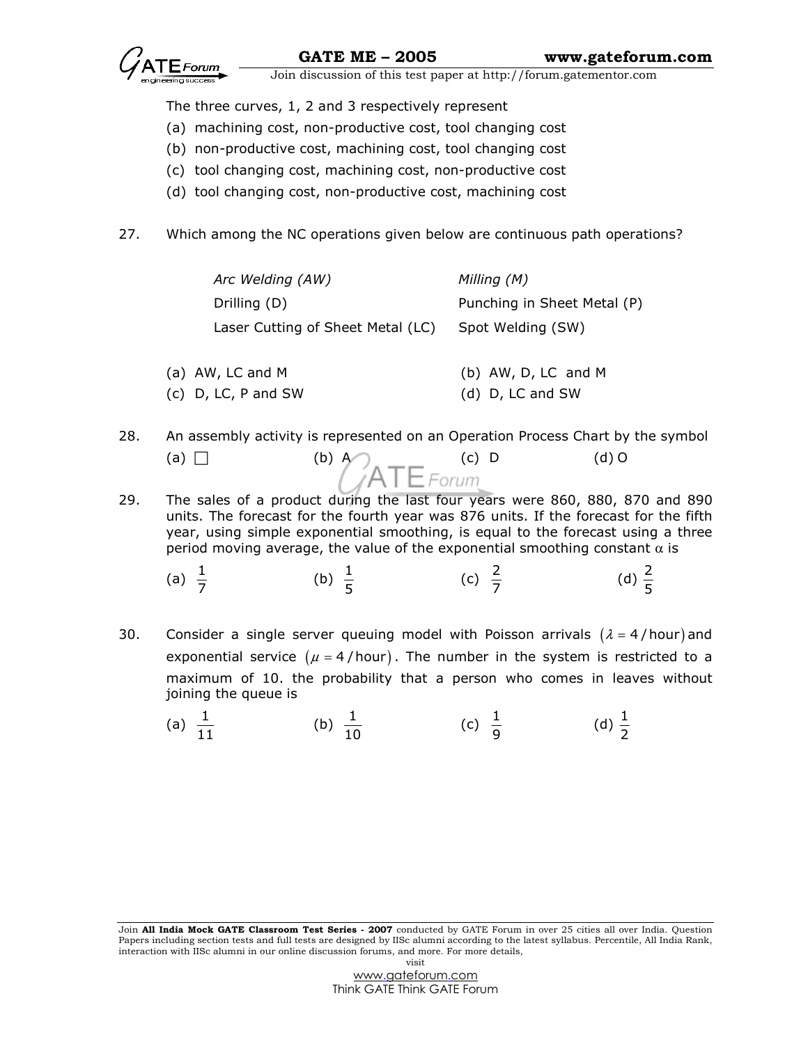The three curves, 1, 2 and 3 respectively represent

(a) machining cost, non-productive cost, tool changing cost

(b) non-productive cost, machining cost, tool changing cost

(c) tool changing cost, machining cost, non-productive cost

(d) tool changing cost, non-productive cost, machining cost

27. Which among the NC operations given below are continuous path operations?

| | |
|---|---|
| *Arc Welding (AW)* | *Milling (M)* |
| Drilling (D) | Punching in Sheet Metal (P) |
| Laser Cutting of Sheet Metal (LC) | Spot Welding (SW) |

(a) AW, LC and M  (b) AW, D, LC and M

(c) D, LC, P and SW  (d) D, LC and SW

28. An assembly activity is represented on an Operation Process Chart by the symbol

(a) □  (b) A  (c) D  (d) O

29. The sales of a product during the last four years were 860, 880, 870 and 890 units. The forecast for the fourth year was 876 units. If the forecast for the fifth year, using simple exponential smoothing, is equal to the forecast using a three period moving average, the value of the exponential smoothing constant $\alpha$ is

(a) $\frac{1}{7}$  (b) $\frac{1}{5}$  (c) $\frac{2}{7}$  (d) $\frac{2}{5}$

30. Consider a single server queuing model with Poisson arrivals $(\lambda = 4/\text{hour})$ and exponential service $(\mu = 4/\text{hour})$. The number in the system is restricted to a maximum of 10. the probability that a person who comes in leaves without joining the queue is

(a) $\frac{1}{11}$  (b) $\frac{1}{10}$  (c) $\frac{1}{9}$  (d) $\frac{1}{2}$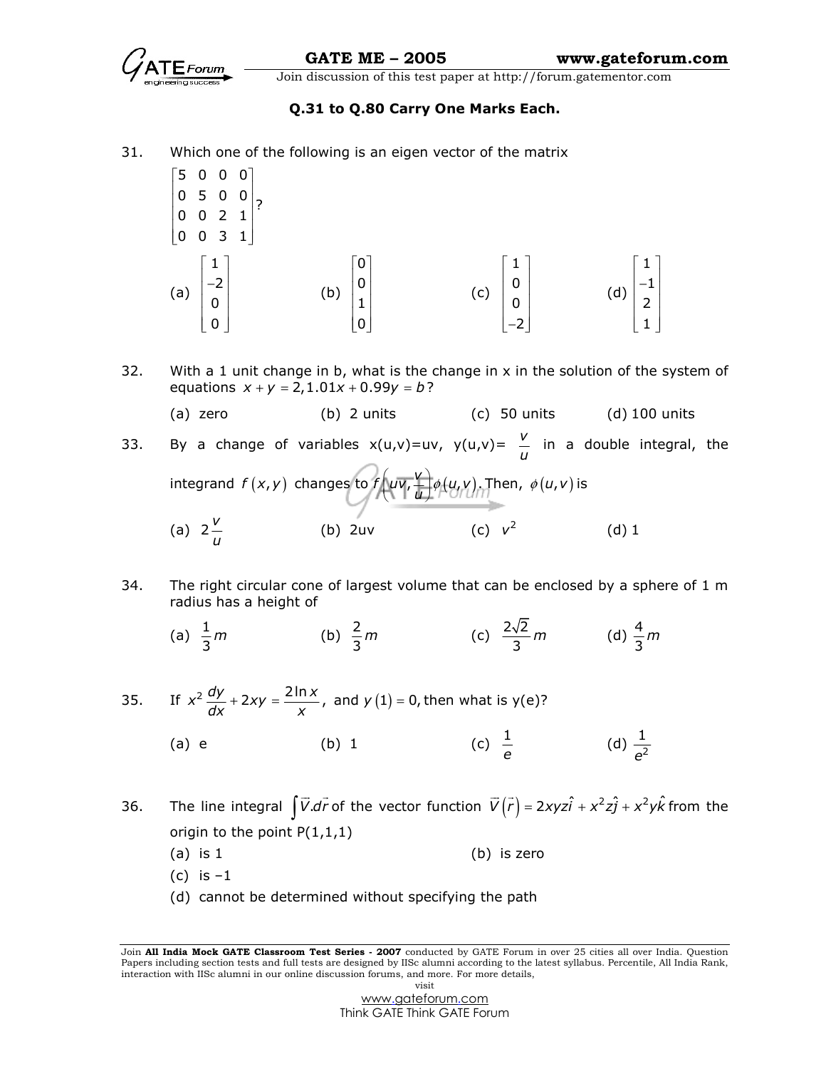**Q.31 to Q.80 Carry One Marks Each.**

31. Which one of the following is an eigen vector of the matrix

$$\begin{bmatrix} 5 & 0 & 0 & 0 \\ 0 & 5 & 0 & 0 \\ 0 & 0 & 2 & 1 \\ 0 & 0 & 3 & 1 \end{bmatrix}?$$

(a) $\begin{bmatrix} 1 \\ -2 \\ 0 \\ 0 \end{bmatrix}$ (b) $\begin{bmatrix} 0 \\ 0 \\ 1 \\ 0 \end{bmatrix}$ (c) $\begin{bmatrix} 1 \\ 0 \\ 0 \\ -2 \end{bmatrix}$ (d) $\begin{bmatrix} 1 \\ -1 \\ 2 \\ 1 \end{bmatrix}$

32. With a 1 unit change in b, what is the change in x in the solution of the system of equations $x + y = 2, 1.01x + 0.99y = b$?

(a) zero (b) 2 units (c) 50 units (d) 100 units

33. By a change of variables $x(u,v)=uv$, $y(u,v)=\dfrac{v}{u}$ in a double integral, the integrand $f(x,y)$ changes to $f\left(uv, \dfrac{v}{u}\right)\phi(u,v)$. Then, $\phi(u,v)$ is

(a) $2\dfrac{v}{u}$ (b) $2uv$ (c) $v^2$ (d) 1

34. The right circular cone of largest volume that can be enclosed by a sphere of 1 m radius has a height of

(a) $\dfrac{1}{3}m$ (b) $\dfrac{2}{3}m$ (c) $\dfrac{2\sqrt{2}}{3}m$ (d) $\dfrac{4}{3}m$

35. If $x^2\dfrac{dy}{dx} + 2xy = \dfrac{2\ln x}{x}$, and $y(1) = 0$, then what is y(e)?

(a) e (b) 1 (c) $\dfrac{1}{e}$ (d) $\dfrac{1}{e^2}$

36. The line integral $\int \vec{V}.d\vec{r}$ of the vector function $\vec{V}(\vec{r}) = 2xyz\hat{i} + x^2z\hat{j} + x^2y\hat{k}$ from the origin to the point P(1,1,1)

(a) is 1

(b) is zero

(c) is –1

(d) cannot be determined without specifying the path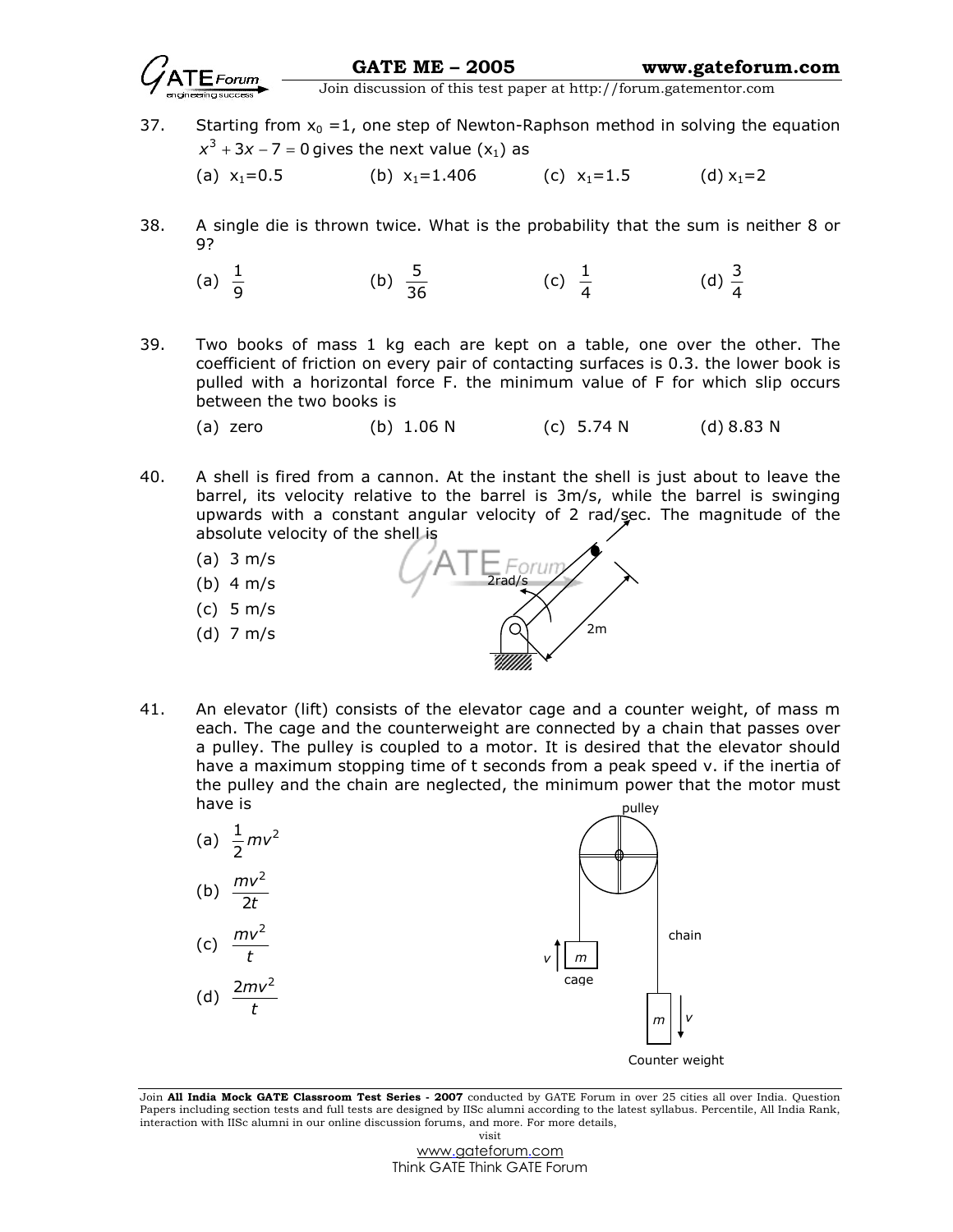37. Starting from $x_0 = 1$, one step of Newton-Raphson method in solving the equation $x^3 + 3x - 7 = 0$ gives the next value ($x_1$) as

(a) $x_1=0.5$  (b) $x_1=1.406$  (c) $x_1=1.5$  (d) $x_1=2$

38. A single die is thrown twice. What is the probability that the sum is neither 8 or 9?

(a) $\frac{1}{9}$  (b) $\frac{5}{36}$  (c) $\frac{1}{4}$  (d) $\frac{3}{4}$

39. Two books of mass 1 kg each are kept on a table, one over the other. The coefficient of friction on every pair of contacting surfaces is 0.3. the lower book is pulled with a horizontal force F. the minimum value of F for which slip occurs between the two books is

(a) zero  (b) 1.06 N  (c) 5.74 N  (d) 8.83 N

40. A shell is fired from a cannon. At the instant the shell is just about to leave the barrel, its velocity relative to the barrel is 3m/s, while the barrel is swinging upwards with a constant angular velocity of 2 rad/sec. The magnitude of the absolute velocity of the shell is

(a) 3 m/s
(b) 4 m/s
(c) 5 m/s
(d) 7 m/s

2rad/s

2m

41. An elevator (lift) consists of the elevator cage and a counter weight, of mass m each. The cage and the counterweight are connected by a chain that passes over a pulley. The pulley is coupled to a motor. It is desired that the elevator should have a maximum stopping time of t seconds from a peak speed v. if the inertia of the pulley and the chain are neglected, the minimum power that the motor must have is

(a) $\frac{1}{2}mv^2$
(b) $\frac{mv^2}{2t}$
(c) $\frac{mv^2}{t}$
(d) $\frac{2mv^2}{t}$

pulley

chain

$v$ $m$ cage

$m$ $v$ Counter weight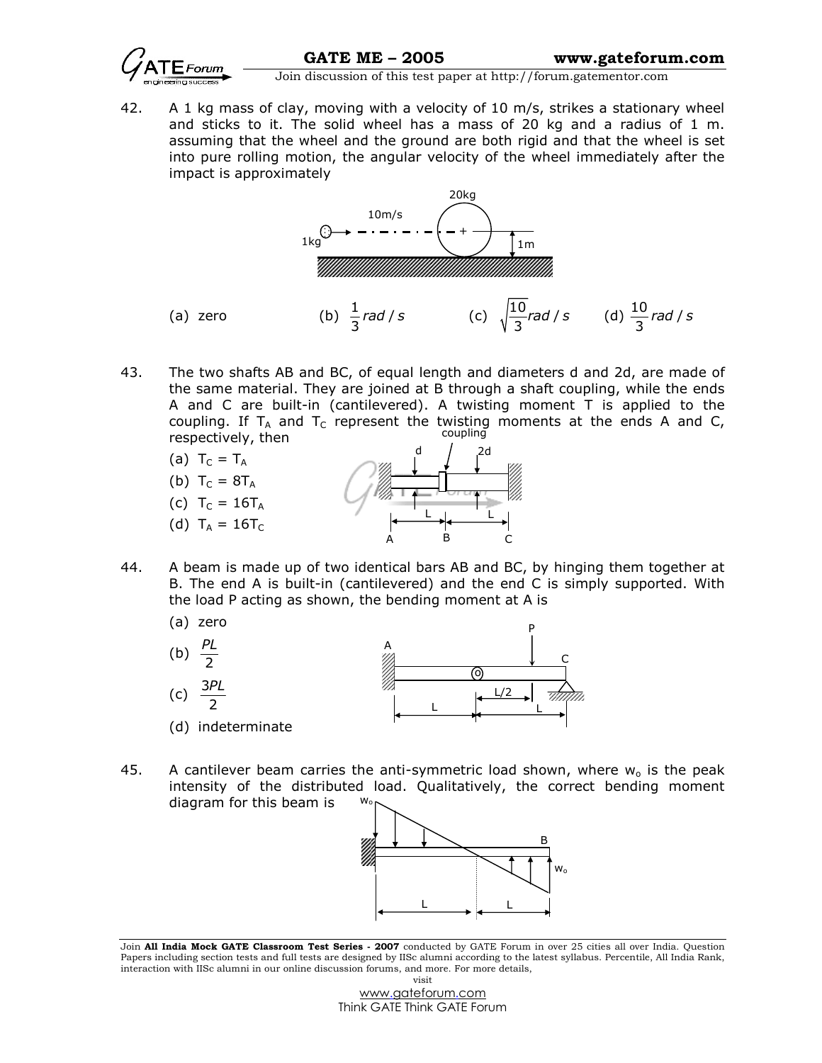42. A 1 kg mass of clay, moving with a velocity of 10 m/s, strikes a stationary wheel and sticks to it. The solid wheel has a mass of 20 kg and a radius of 1 m. assuming that the wheel and the ground are both rigid and that the wheel is set into pure rolling motion, the angular velocity of the wheel immediately after the impact is approximately

(a) zero (b) $\frac{1}{3}$ rad / s (c) $\sqrt{\frac{10}{3}}$ rad / s (d) $\frac{10}{3}$ rad / s

43. The two shafts AB and BC, of equal length and diameters d and 2d, are made of the same material. They are joined at B through a shaft coupling, while the ends A and C are built-in (cantilevered). A twisting moment T is applied to the coupling. If $T_A$ and $T_C$ represent the twisting moments at the ends A and C, respectively, then

(a) $T_C = T_A$

(b) $T_C = 8T_A$

(c) $T_C = 16T_A$

(d) $T_A = 16T_C$

44. A beam is made up of two identical bars AB and BC, by hinging them together at B. The end A is built-in (cantilevered) and the end C is simply supported. With the load P acting as shown, the bending moment at A is

(a) zero

(b) $\frac{PL}{2}$

(c) $\frac{3PL}{2}$

(d) indeterminate

45. A cantilever beam carries the anti-symmetric load shown, where $w_o$ is the peak intensity of the distributed load. Qualitatively, the correct bending moment diagram for this beam is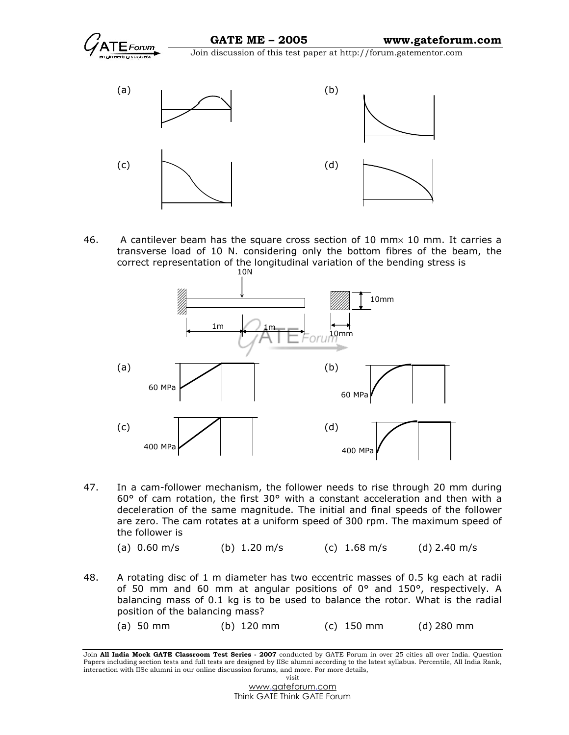(a) (b)

(c) (d)

46. A cantilever beam has the square cross section of 10 mm× 10 mm. It carries a transverse load of 10 N. considering only the bottom fibres of the beam, the correct representation of the longitudinal variation of the bending stress is

10N

1m 1m

10mm

10mm

(a) 60 MPa

(b) 60 MPa

(c) 400 MPa

(d) 400 MPa

47. In a cam-follower mechanism, the follower needs to rise through 20 mm during 60° of cam rotation, the first 30° with a constant acceleration and then with a deceleration of the same magnitude. The initial and final speeds of the follower are zero. The cam rotates at a uniform speed of 300 rpm. The maximum speed of the follower is

(a) 0.60 m/s (b) 1.20 m/s (c) 1.68 m/s (d) 2.40 m/s

48. A rotating disc of 1 m diameter has two eccentric masses of 0.5 kg each at radii of 50 mm and 60 mm at angular positions of 0° and 150°, respectively. A balancing mass of 0.1 kg is to be used to balance the rotor. What is the radial position of the balancing mass?

(a) 50 mm (b) 120 mm (c) 150 mm (d) 280 mm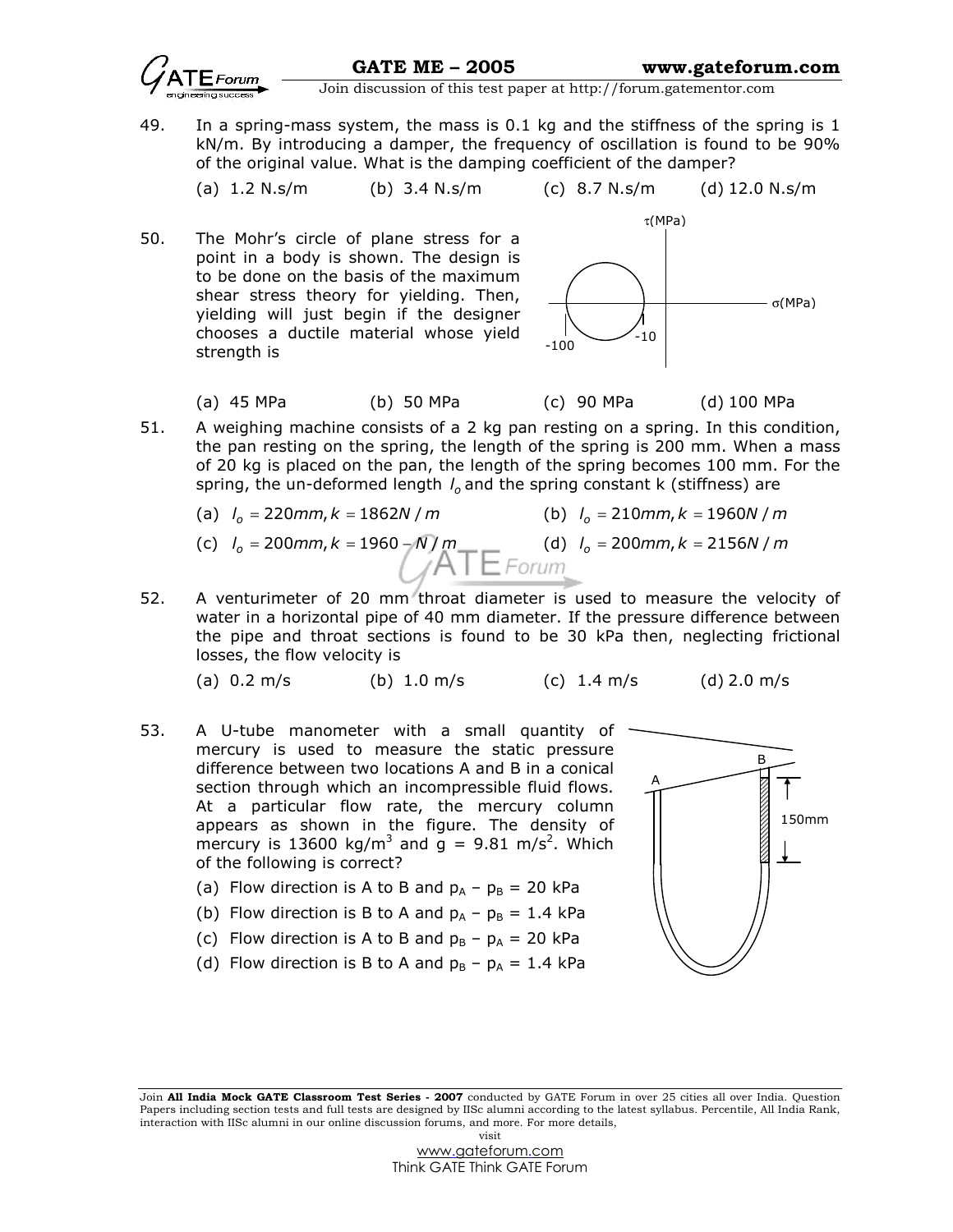49. In a spring-mass system, the mass is 0.1 kg and the stiffness of the spring is 1 kN/m. By introducing a damper, the frequency of oscillation is found to be 90% of the original value. What is the damping coefficient of the damper?

(a) 1.2 N.s/m (b) 3.4 N.s/m (c) 8.7 N.s/m (d) 12.0 N.s/m

50. The Mohr's circle of plane stress for a point in a body is shown. The design is to be done on the basis of the maximum shear stress theory for yielding. Then, yielding will just begin if the designer chooses a ductile material whose yield strength is

τ(MPa)

σ(MPa)

-100

-10

(a) 45 MPa (b) 50 MPa (c) 90 MPa (d) 100 MPa

51. A weighing machine consists of a 2 kg pan resting on a spring. In this condition, the pan resting on the spring, the length of the spring is 200 mm. When a mass of 20 kg is placed on the pan, the length of the spring becomes 100 mm. For the spring, the un-deformed length $l_o$ and the spring constant k (stiffness) are

(a) $l_o = 220mm, k = 1862N/m$ (b) $l_o = 210mm, k = 1960N/m$

(c) $l_o = 200mm, k = 1960N/m$ (d) $l_o = 200mm, k = 2156N/m$

52. A venturimeter of 20 mm throat diameter is used to measure the velocity of water in a horizontal pipe of 40 mm diameter. If the pressure difference between the pipe and throat sections is found to be 30 kPa then, neglecting frictional losses, the flow velocity is

(a) 0.2 m/s (b) 1.0 m/s (c) 1.4 m/s (d) 2.0 m/s

53. A U-tube manometer with a small quantity of mercury is used to measure the static pressure difference between two locations A and B in a conical section through which an incompressible fluid flows. At a particular flow rate, the mercury column appears as shown in the figure. The density of mercury is 13600 kg/m$^3$ and g = 9.81 m/s$^2$. Which of the following is correct?

A

B

150mm

(a) Flow direction is A to B and $p_A - p_B$ = 20 kPa

(b) Flow direction is B to A and $p_A - p_B$ = 1.4 kPa

(c) Flow direction is A to B and $p_B - p_A$ = 20 kPa

(d) Flow direction is B to A and $p_B - p_A$ = 1.4 kPa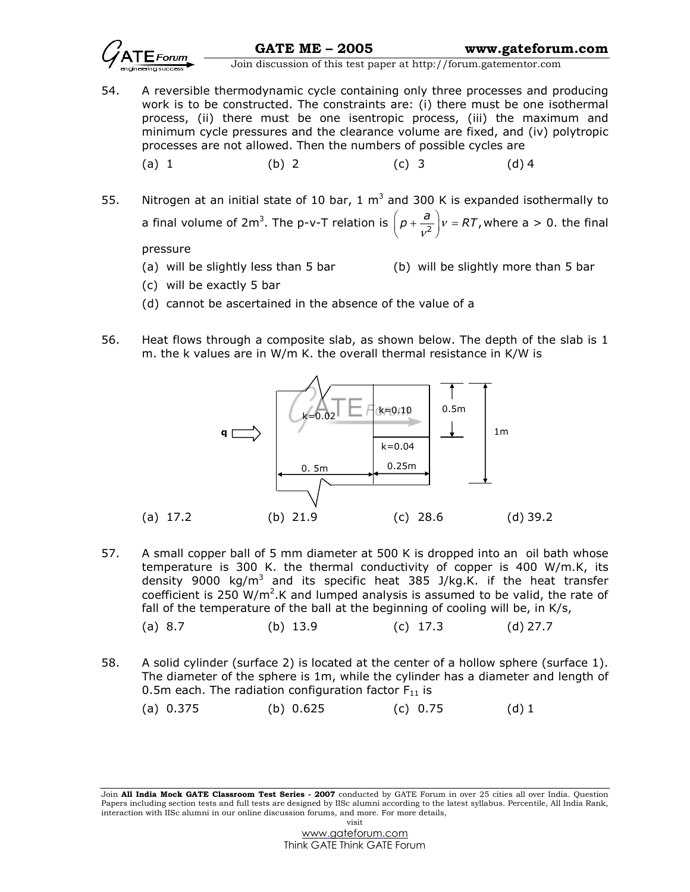54. A reversible thermodynamic cycle containing only three processes and producing work is to be constructed. The constraints are: (i) there must be one isothermal process, (ii) there must be one isentropic process, (iii) the maximum and minimum cycle pressures and the clearance volume are fixed, and (iv) polytropic processes are not allowed. Then the numbers of possible cycles are

(a) 1 (b) 2 (c) 3 (d) 4

55. Nitrogen at an initial state of 10 bar, 1 $m^3$ and 300 K is expanded isothermally to a final volume of 2$m^3$. The p-v-T relation is $\left(p + \frac{a}{v^2}\right)v = RT$, where a > 0. the final pressure

(a) will be slightly less than 5 bar (b) will be slightly more than 5 bar
(c) will be exactly 5 bar
(d) cannot be ascertained in the absence of the value of a

56. Heat flows through a composite slab, as shown below. The depth of the slab is 1 m. the k values are in W/m K. the overall thermal resistance in K/W is

(a) 17.2 (b) 21.9 (c) 28.6 (d) 39.2

57. A small copper ball of 5 mm diameter at 500 K is dropped into an oil bath whose temperature is 300 K. the thermal conductivity of copper is 400 W/m.K, its density 9000 kg/$m^3$ and its specific heat 385 J/kg.K. if the heat transfer coefficient is 250 W/$m^2$.K and lumped analysis is assumed to be valid, the rate of fall of the temperature of the ball at the beginning of cooling will be, in K/s,

(a) 8.7 (b) 13.9 (c) 17.3 (d) 27.7

58. A solid cylinder (surface 2) is located at the center of a hollow sphere (surface 1). The diameter of the sphere is 1m, while the cylinder has a diameter and length of 0.5m each. The radiation configuration factor $F_{11}$ is

(a) 0.375 (b) 0.625 (c) 0.75 (d) 1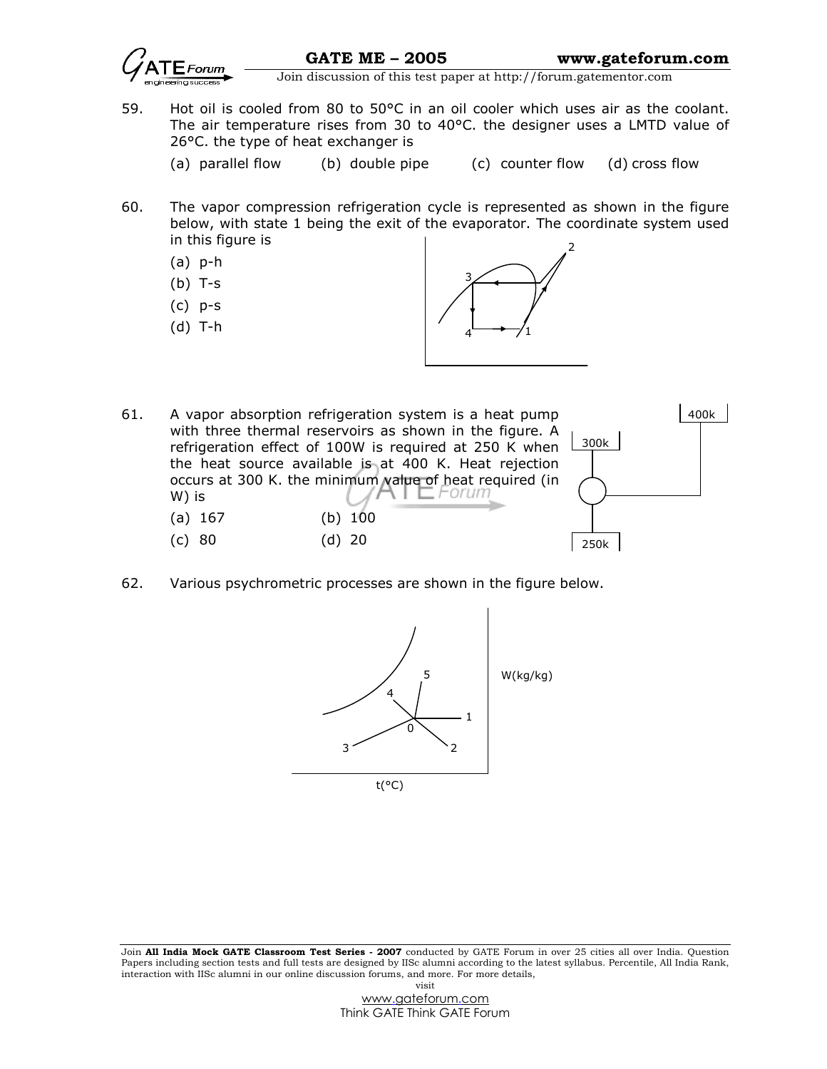59. Hot oil is cooled from 80 to 50°C in an oil cooler which uses air as the coolant. The air temperature rises from 30 to 40°C. the designer uses a LMTD value of 26°C. the type of heat exchanger is

    (a) parallel flow (b) double pipe (c) counter flow (d) cross flow

60. The vapor compression refrigeration cycle is represented as shown in the figure below, with state 1 being the exit of the evaporator. The coordinate system used in this figure is

    (a) p-h
    (b) T-s
    (c) p-s
    (d) T-h

61. A vapor absorption refrigeration system is a heat pump with three thermal reservoirs as shown in the figure. A refrigeration effect of 100W is required at 250 K when the heat source available is at 400 K. Heat rejection occurs at 300 K. the minimum value of heat required (in W) is

    (a) 167 (b) 100
    (c) 80 (d) 20

62. Various psychrometric processes are shown in the figure below.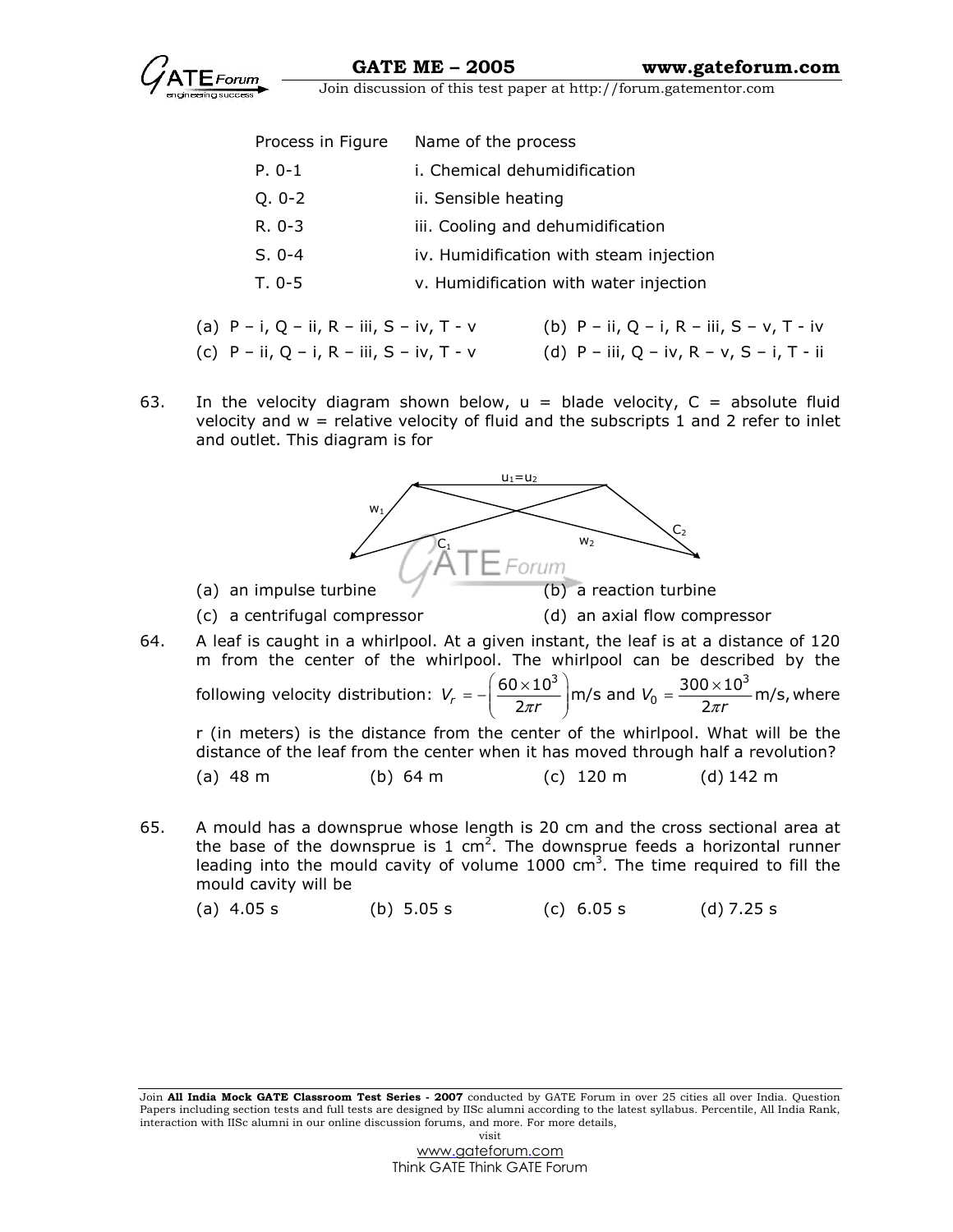| Process in Figure | Name of the process |
|---|---|
| P. 0-1 | i. Chemical dehumidification |
| Q. 0-2 | ii. Sensible heating |
| R. 0-3 | iii. Cooling and dehumidification |
| S. 0-4 | iv. Humidification with steam injection |
| T. 0-5 | v. Humidification with water injection |

(a) P – i, Q – ii, R – iii, S – iv, T - v  
(b) P – ii, Q – i, R – iii, S – v, T - iv  
(c) P – ii, Q – i, R – iii, S – iv, T - v  
(d) P – iii, Q – iv, R – v, S – i, T - ii

63. In the velocity diagram shown below, u = blade velocity, C = absolute fluid velocity and w = relative velocity of fluid and the subscripts 1 and 2 refer to inlet and outlet. This diagram is for

$u_1 = u_2$, $w_1$, $C_1$, $w_2$, $C_2$

(a) an impulse turbine  
(b) a reaction turbine  
(c) a centrifugal compressor  
(d) an axial flow compressor

64. A leaf is caught in a whirlpool. At a given instant, the leaf is at a distance of 120 m from the center of the whirlpool. The whirlpool can be described by the following velocity distribution: $V_r = -\left(\dfrac{60 \times 10^3}{2\pi r}\right)$ m/s and $V_0 = \dfrac{300 \times 10^3}{2\pi r}$ m/s, where r (in meters) is the distance from the center of the whirlpool. What will be the distance of the leaf from the center when it has moved through half a revolution?

(a) 48 m  
(b) 64 m  
(c) 120 m  
(d) 142 m

65. A mould has a downsprue whose length is 20 cm and the cross sectional area at the base of the downsprue is 1 $cm^2$. The downsprue feeds a horizontal runner leading into the mould cavity of volume 1000 $cm^3$. The time required to fill the mould cavity will be

(a) 4.05 s  
(b) 5.05 s  
(c) 6.05 s  
(d) 7.25 s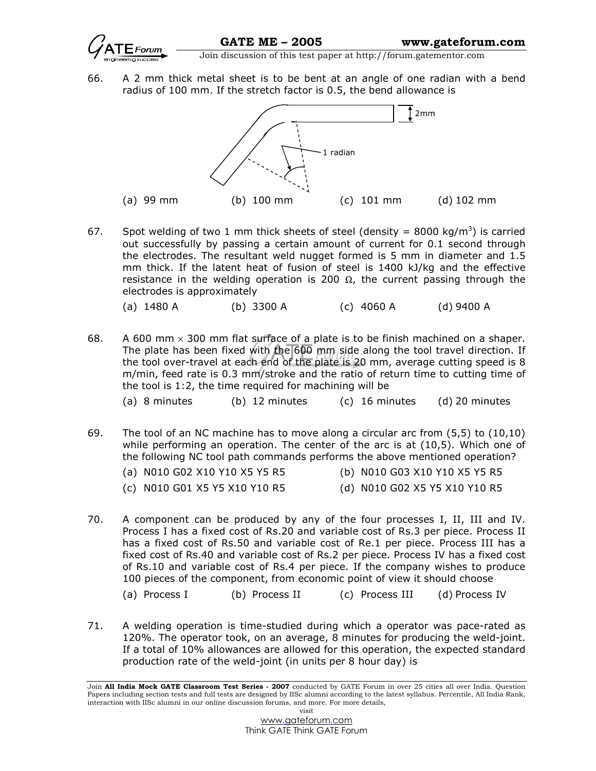66. A 2 mm thick metal sheet is to be bent at an angle of one radian with a bend radius of 100 mm. If the stretch factor is 0.5, the bend allowance is

2mm

1 radian

(a) 99 mm (b) 100 mm (c) 101 mm (d) 102 mm

67. Spot welding of two 1 mm thick sheets of steel (density = 8000 kg/m$^3$) is carried out successfully by passing a certain amount of current for 0.1 second through the electrodes. The resultant weld nugget formed is 5 mm in diameter and 1.5 mm thick. If the latent heat of fusion of steel is 1400 kJ/kg and the effective resistance in the welding operation is 200 $\Omega$, the current passing through the electrodes is approximately

(a) 1480 A (b) 3300 A (c) 4060 A (d) 9400 A

68. A 600 mm $\times$ 300 mm flat surface of a plate is to be finish machined on a shaper. The plate has been fixed with the 600 mm side along the tool travel direction. If the tool over-travel at each end of the plate is 20 mm, average cutting speed is 8 m/min, feed rate is 0.3 mm/stroke and the ratio of return time to cutting time of the tool is 1:2, the time required for machining will be

(a) 8 minutes (b) 12 minutes (c) 16 minutes (d) 20 minutes

69. The tool of an NC machine has to move along a circular arc from (5,5) to (10,10) while performing an operation. The center of the arc is at (10,5). Which one of the following NC tool path commands performs the above mentioned operation?

(a) N010 G02 X10 Y10 X5 Y5 R5
(b) N010 G03 X10 Y10 X5 Y5 R5
(c) N010 G01 X5 Y5 X10 Y10 R5
(d) N010 G02 X5 Y5 X10 Y10 R5

70. A component can be produced by any of the four processes I, II, III and IV. Process I has a fixed cost of Rs.20 and variable cost of Rs.3 per piece. Process II has a fixed cost of Rs.50 and variable cost of Re.1 per piece. Process III has a fixed cost of Rs.40 and variable cost of Rs.2 per piece. Process IV has a fixed cost of Rs.10 and variable cost of Rs.4 per piece. If the company wishes to produce 100 pieces of the component, from economic point of view it should choose

(a) Process I (b) Process II (c) Process III (d) Process IV

71. A welding operation is time-studied during which a operator was pace-rated as 120%. The operator took, on an average, 8 minutes for producing the weld-joint. If a total of 10% allowances are allowed for this operation, the expected standard production rate of the weld-joint (in units per 8 hour day) is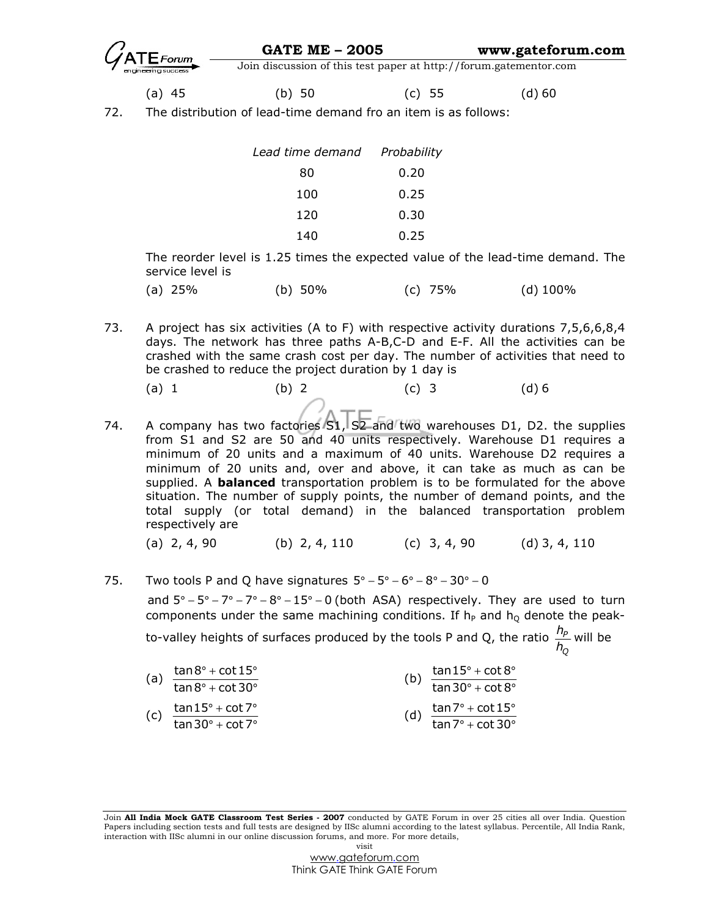(a) 45 (b) 50 (c) 55 (d) 60

72. The distribution of lead-time demand fro an item is as follows:

| *Lead time demand* | *Probability* |
|---|---|
| 80 | 0.20 |
| 100 | 0.25 |
| 120 | 0.30 |
| 140 | 0.25 |

The reorder level is 1.25 times the expected value of the lead-time demand. The service level is

(a) 25% (b) 50% (c) 75% (d) 100%

73. A project has six activities (A to F) with respective activity durations 7,5,6,6,8,4 days. The network has three paths A-B,C-D and E-F. All the activities can be crashed with the same crash cost per day. The number of activities that need to be crashed to reduce the project duration by 1 day is

(a) 1 (b) 2 (c) 3 (d) 6

74. A company has two factories S1, S2 and two warehouses D1, D2. the supplies from S1 and S2 are 50 and 40 units respectively. Warehouse D1 requires a minimum of 20 units and a maximum of 40 units. Warehouse D2 requires a minimum of 20 units and, over and above, it can take as much as can be supplied. A **balanced** transportation problem is to be formulated for the above situation. The number of supply points, the number of demand points, and the total supply (or total demand) in the balanced transportation problem respectively are

(a) 2, 4, 90 (b) 2, 4, 110 (c) 3, 4, 90 (d) 3, 4, 110

75. Two tools P and Q have signatures $5^\circ - 5^\circ - 6^\circ - 8^\circ - 30^\circ - 0$ and $5^\circ - 5^\circ - 7^\circ - 7^\circ - 8^\circ - 15^\circ - 0$ (both ASA) respectively. They are used to turn components under the same machining conditions. If $h_P$ and $h_Q$ denote the peak-to-valley heights of surfaces produced by the tools P and Q, the ratio $\frac{h_P}{h_Q}$ will be

(a) $\frac{\tan 8^\circ + \cot 15^\circ}{\tan 8^\circ + \cot 30^\circ}$ (b) $\frac{\tan 15^\circ + \cot 8^\circ}{\tan 30^\circ + \cot 8^\circ}$

(c) $\frac{\tan 15^\circ + \cot 7^\circ}{\tan 30^\circ + \cot 7^\circ}$ (d) $\frac{\tan 7^\circ + \cot 15^\circ}{\tan 7^\circ + \cot 30^\circ}$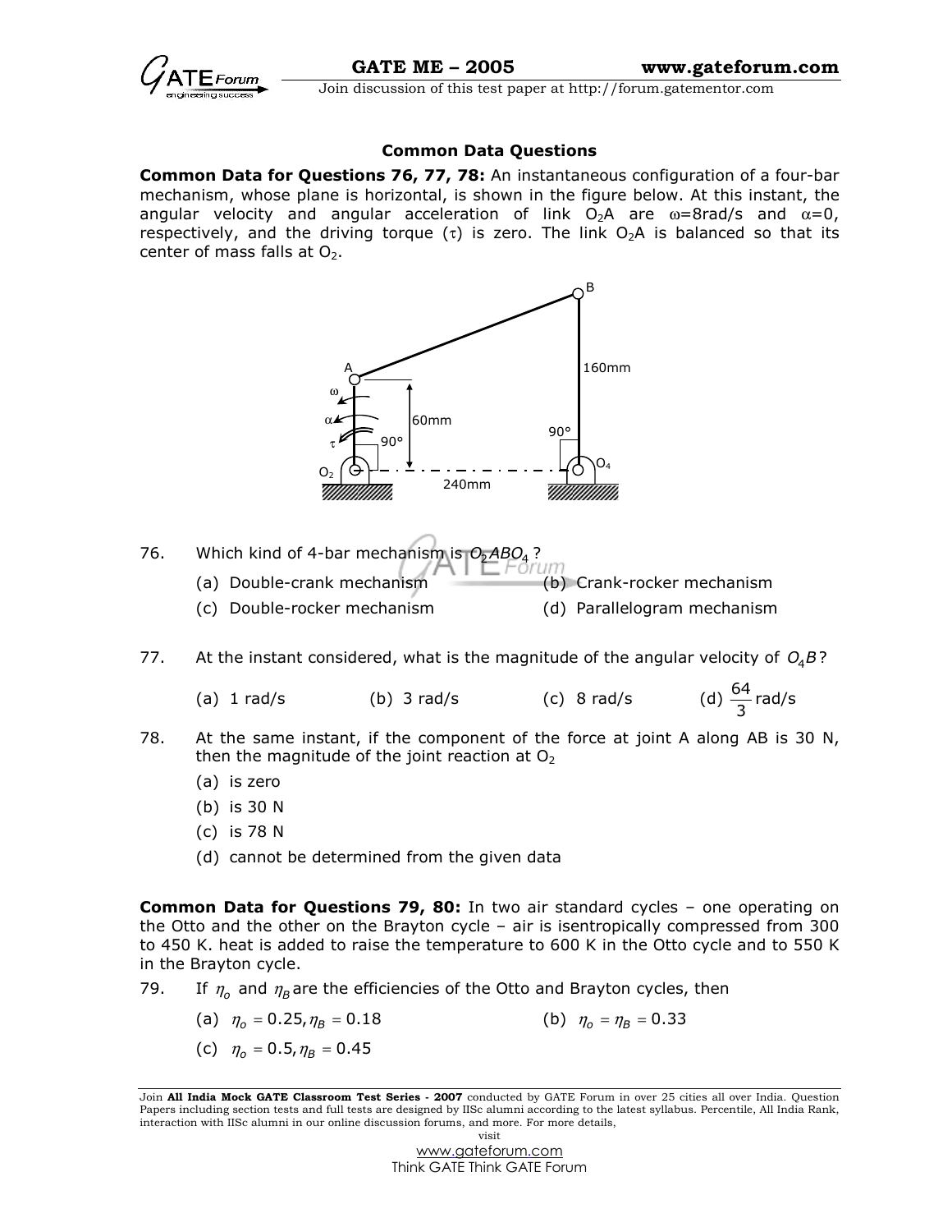## Common Data Questions

**Common Data for Questions 76, 77, 78:** An instantaneous configuration of a four-bar mechanism, whose plane is horizontal, is shown in the figure below. At this instant, the angular velocity and angular acceleration of link $O_2A$ are $\omega$=8rad/s and $\alpha$=0, respectively, and the driving torque ($\tau$) is zero. The link $O_2A$ is balanced so that its center of mass falls at $O_2$.

76. Which kind of 4-bar mechanism is $O_2ABO_4$ ?

    (a) Double-crank mechanism
    (b) Crank-rocker mechanism
    (c) Double-rocker mechanism
    (d) Parallelogram mechanism

77. At the instant considered, what is the magnitude of the angular velocity of $O_4B$?

    (a) 1 rad/s
    (b) 3 rad/s
    (c) 8 rad/s
    (d) $\frac{64}{3}$ rad/s

78. At the same instant, if the component of the force at joint A along AB is 30 N, then the magnitude of the joint reaction at $O_2$

    (a) is zero
    (b) is 30 N
    (c) is 78 N
    (d) cannot be determined from the given data

**Common Data for Questions 79, 80:** In two air standard cycles – one operating on the Otto and the other on the Brayton cycle – air is isentropically compressed from 300 to 450 K. heat is added to raise the temperature to 600 K in the Otto cycle and to 550 K in the Brayton cycle.

79. If $\eta_o$ and $\eta_B$ are the efficiencies of the Otto and Brayton cycles, then

    (a) $\eta_o = 0.25, \eta_B = 0.18$
    (b) $\eta_o = \eta_B = 0.33$
    (c) $\eta_o = 0.5, \eta_B = 0.45$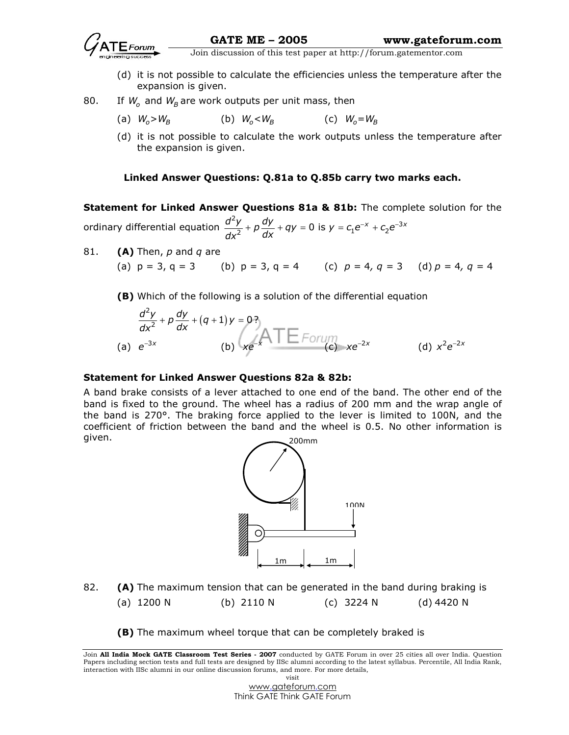(d) it is not possible to calculate the efficiencies unless the temperature after the expansion is given.

80. If $W_o$ and $W_B$ are work outputs per unit mass, then

(a) $W_o > W_B$ (b) $W_o < W_B$ (c) $W_o = W_B$

(d) it is not possible to calculate the work outputs unless the temperature after the expansion is given.

**Linked Answer Questions: Q.81a to Q.85b carry two marks each.**

**Statement for Linked Answer Questions 81a & 81b:** The complete solution for the ordinary differential equation $\frac{d^2y}{dx^2} + p\frac{dy}{dx} + qy = 0$ is $y = c_1e^{-x} + c_2e^{-3x}$

81. **(A)** Then, $p$ and $q$ are

(a) p = 3, q = 3 (b) p = 3, q = 4 (c) $p = 4$, $q = 3$ (d) $p = 4$, $q = 4$

**(B)** Which of the following is a solution of the differential equation

$$\frac{d^2y}{dx^2} + p\frac{dy}{dx} + (q+1)y = 0?$$

(a) $e^{-3x}$ (b) $xe^{-x}$ (c) $xe^{-2x}$ (d) $x^2e^{-2x}$

**Statement for Linked Answer Questions 82a & 82b:**

A band brake consists of a lever attached to one end of the band. The other end of the band is fixed to the ground. The wheel has a radius of 200 mm and the wrap angle of the band is 270°. The braking force applied to the lever is limited to 100N, and the coefficient of friction between the band and the wheel is 0.5. No other information is given.

82. **(A)** The maximum tension that can be generated in the band during braking is

(a) 1200 N (b) 2110 N (c) 3224 N (d) 4420 N

**(B)** The maximum wheel torque that can be completely braked is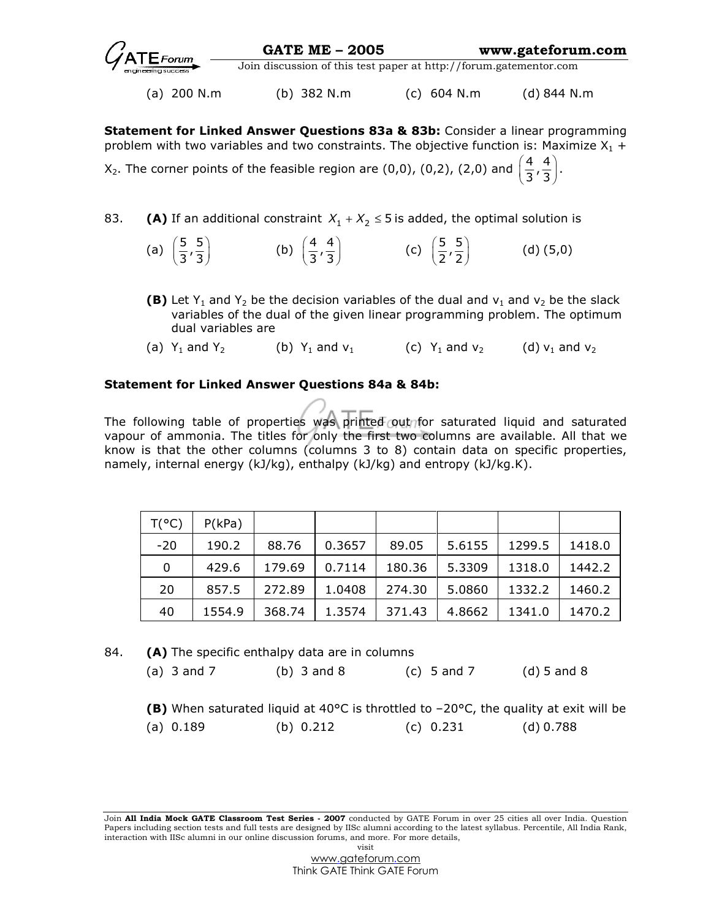(a) 200 N.m (b) 382 N.m (c) 604 N.m (d) 844 N.m

**Statement for Linked Answer Questions 83a & 83b:** Consider a linear programming problem with two variables and two constraints. The objective function is: Maximize $X_1 + X_2$. The corner points of the feasible region are (0,0), (0,2), (2,0) and $\left(\frac{4}{3},\frac{4}{3}\right)$.

83. **(A)** If an additional constraint $X_1 + X_2 \leq 5$ is added, the optimal solution is

(a) $\left(\frac{5}{3},\frac{5}{3}\right)$ (b) $\left(\frac{4}{3},\frac{4}{3}\right)$ (c) $\left(\frac{5}{2},\frac{5}{2}\right)$ (d) (5,0)

**(B)** Let $Y_1$ and $Y_2$ be the decision variables of the dual and $v_1$ and $v_2$ be the slack variables of the dual of the given linear programming problem. The optimum dual variables are

(a) $Y_1$ and $Y_2$ (b) $Y_1$ and $v_1$ (c) $Y_1$ and $v_2$ (d) $v_1$ and $v_2$

**Statement for Linked Answer Questions 84a & 84b:**

The following table of properties was printed out for saturated liquid and saturated vapour of ammonia. The titles for only the first two columns are available. All that we know is that the other columns (columns 3 to 8) contain data on specific properties, namely, internal energy (kJ/kg), enthalpy (kJ/kg) and entropy (kJ/kg.K).

| T(°C) | P(kPa) | | | | | | |
|---|---|---|---|---|---|---|---|
| -20 | 190.2 | 88.76 | 0.3657 | 89.05 | 5.6155 | 1299.5 | 1418.0 |
| 0 | 429.6 | 179.69 | 0.7114 | 180.36 | 5.3309 | 1318.0 | 1442.2 |
| 20 | 857.5 | 272.89 | 1.0408 | 274.30 | 5.0860 | 1332.2 | 1460.2 |
| 40 | 1554.9 | 368.74 | 1.3574 | 371.43 | 4.8662 | 1341.0 | 1470.2 |

84. **(A)** The specific enthalpy data are in columns

(a) 3 and 7 (b) 3 and 8 (c) 5 and 7 (d) 5 and 8

**(B)** When saturated liquid at 40°C is throttled to –20°C, the quality at exit will be

(a) 0.189 (b) 0.212 (c) 0.231 (d) 0.788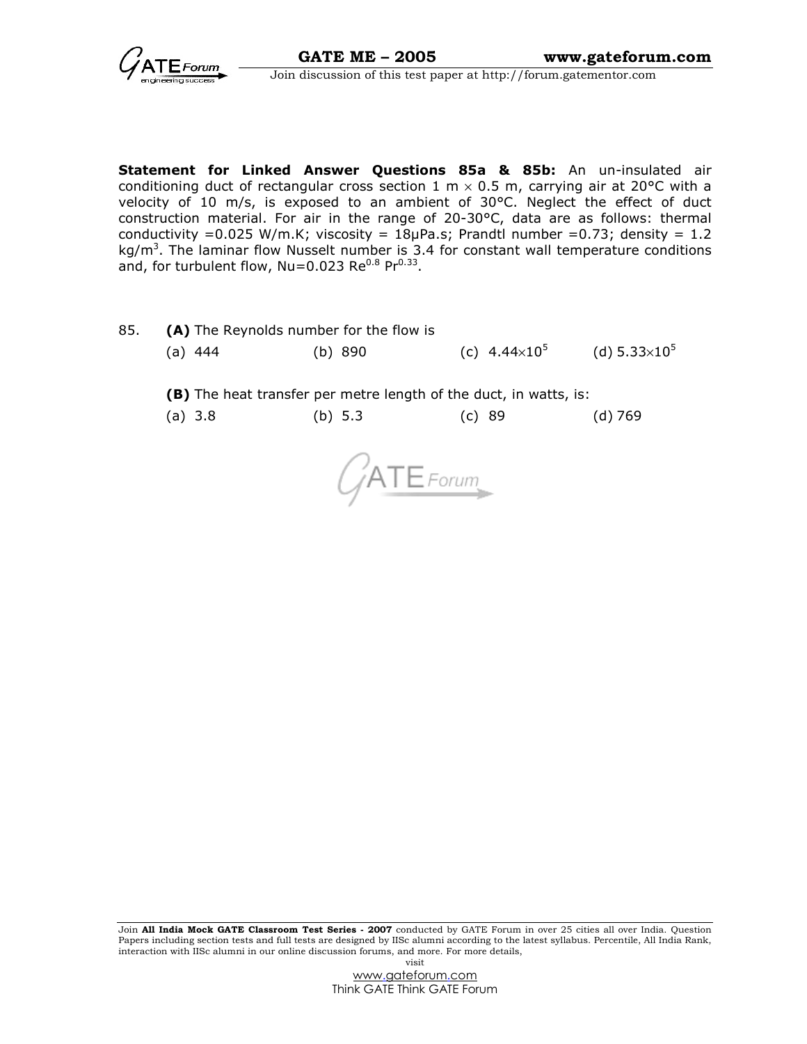**Statement for Linked Answer Questions 85a & 85b:** An un-insulated air conditioning duct of rectangular cross section 1 m × 0.5 m, carrying air at 20°C with a velocity of 10 m/s, is exposed to an ambient of 30°C. Neglect the effect of duct construction material. For air in the range of 20-30°C, data are as follows: thermal conductivity =0.025 W/m.K; viscosity = 18μPa.s; Prandtl number =0.73; density = 1.2 kg/m$^3$. The laminar flow Nusselt number is 3.4 for constant wall temperature conditions and, for turbulent flow, Nu=0.023 Re$^{0.8}$ Pr$^{0.33}$.

85. **(A)** The Reynolds number for the flow is

(a) 444 (b) 890 (c) $4.44 \times 10^5$ (d) $5.33 \times 10^5$

**(B)** The heat transfer per metre length of the duct, in watts, is:

(a) 3.8 (b) 5.3 (c) 89 (d) 769